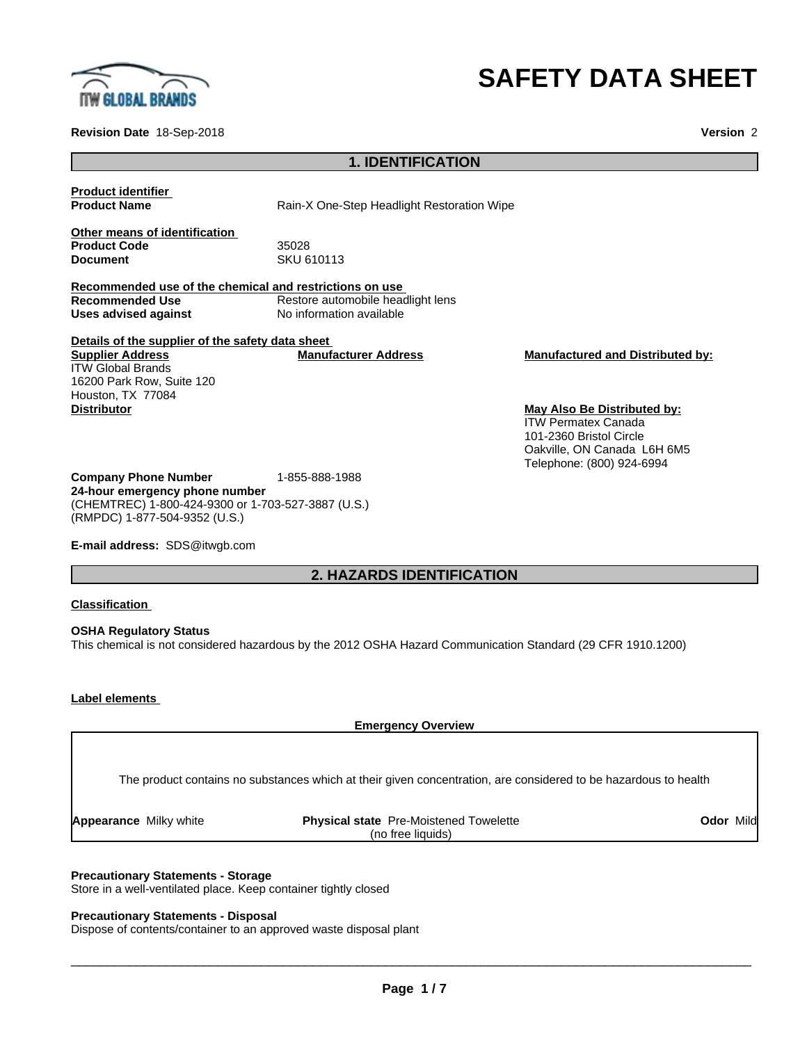# SAFETY DATA SHEET

**Revision Date** 18-Sep-2018

**Version** 2

## 1. IDENTIFICATION

**Product identifier**

**Product Name** Rain-X One-Step Headlight Restoration Wipe

**Other means of identification**

**Product Code** 35028

**Document** SKU 610113

**Recommended use of the chemical and restrictions on use**

**Recommended Use** Restore automobile headlight lens

**Uses advised against** No information available

**Details of the supplier of the safety data sheet**

**Supplier Address**
ITW Global Brands
16200 Park Row, Suite 120
Houston, TX 77084

**Manufacturer Address**

**Manufactured and Distributed by:**

**Distributor**

**May Also Be Distributed by:**
ITW Permatex Canada
101-2360 Bristol Circle
Oakville, ON Canada L6H 6M5
Telephone: (800) 924-6994

**Company Phone Number** 1-855-888-1988

**24-hour emergency phone number**
(CHEMTREC) 1-800-424-9300 or 1-703-527-3887 (U.S.)
(RMPDC) 1-877-504-9352 (U.S.)

**E-mail address:** SDS@itwgb.com

## 2. HAZARDS IDENTIFICATION

**Classification**

**OSHA Regulatory Status**
This chemical is not considered hazardous by the 2012 OSHA Hazard Communication Standard (29 CFR 1910.1200)

**Label elements**

**Emergency Overview**

The product contains no substances which at their given concentration, are considered to be hazardous to health

**Appearance** Milky white

**Physical state** Pre-Moistened Towelette (no free liquids)

**Odor** Mild

**Precautionary Statements - Storage**
Store in a well-ventilated place. Keep container tightly closed

**Precautionary Statements - Disposal**
Dispose of contents/container to an approved waste disposal plant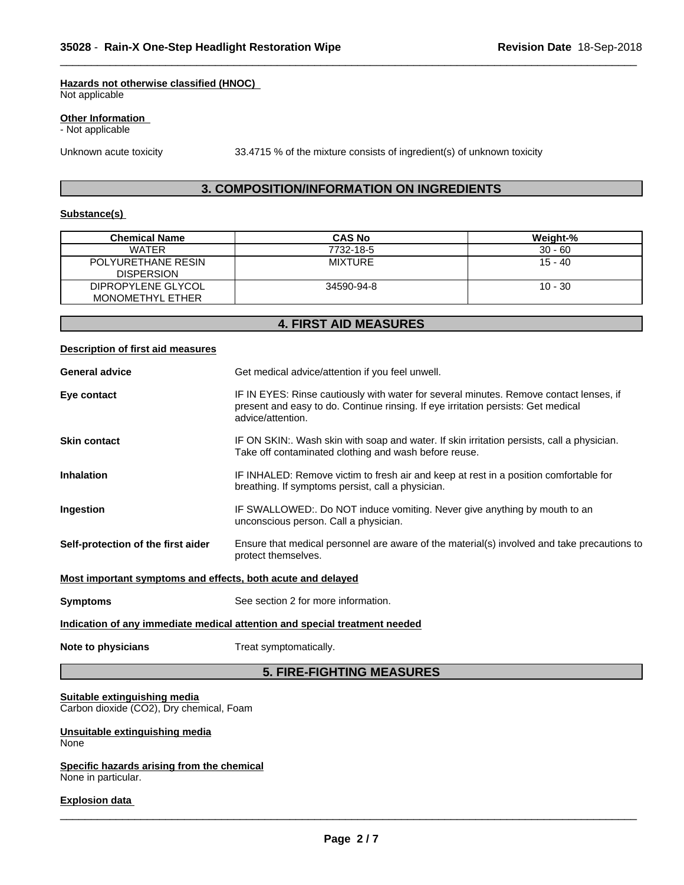**Hazards not otherwise classified (HNOC)**
Not applicable

**Other Information**
- Not applicable

Unknown acute toxicity 33.4715 % of the mixture consists of ingredient(s) of unknown toxicity

## 3. COMPOSITION/INFORMATION ON INGREDIENTS

**Substance(s)**

| Chemical Name | CAS No | Weight-% |
|---|---|---|
| WATER | 7732-18-5 | 30 - 60 |
| POLYURETHANE RESIN DISPERSION | MIXTURE | 15 - 40 |
| DIPROPYLENE GLYCOL MONOMETHYL ETHER | 34590-94-8 | 10 - 30 |

## 4. FIRST AID MEASURES

**Description of first aid measures**

**General advice** Get medical advice/attention if you feel unwell.

**Eye contact** IF IN EYES: Rinse cautiously with water for several minutes. Remove contact lenses, if present and easy to do. Continue rinsing. If eye irritation persists: Get medical advice/attention.

**Skin contact** IF ON SKIN:. Wash skin with soap and water. If skin irritation persists, call a physician. Take off contaminated clothing and wash before reuse.

**Inhalation** IF INHALED: Remove victim to fresh air and keep at rest in a position comfortable for breathing. If symptoms persist, call a physician.

**Ingestion** IF SWALLOWED:. Do NOT induce vomiting. Never give anything by mouth to an unconscious person. Call a physician.

**Self-protection of the first aider** Ensure that medical personnel are aware of the material(s) involved and take precautions to protect themselves.

**Most important symptoms and effects, both acute and delayed**

**Symptoms** See section 2 for more information.

**Indication of any immediate medical attention and special treatment needed**

**Note to physicians** Treat symptomatically.

## 5. FIRE-FIGHTING MEASURES

**Suitable extinguishing media**
Carbon dioxide ($CO_2$), Dry chemical, Foam

**Unsuitable extinguishing media**
None

**Specific hazards arising from the chemical**
None in particular.

**Explosion data**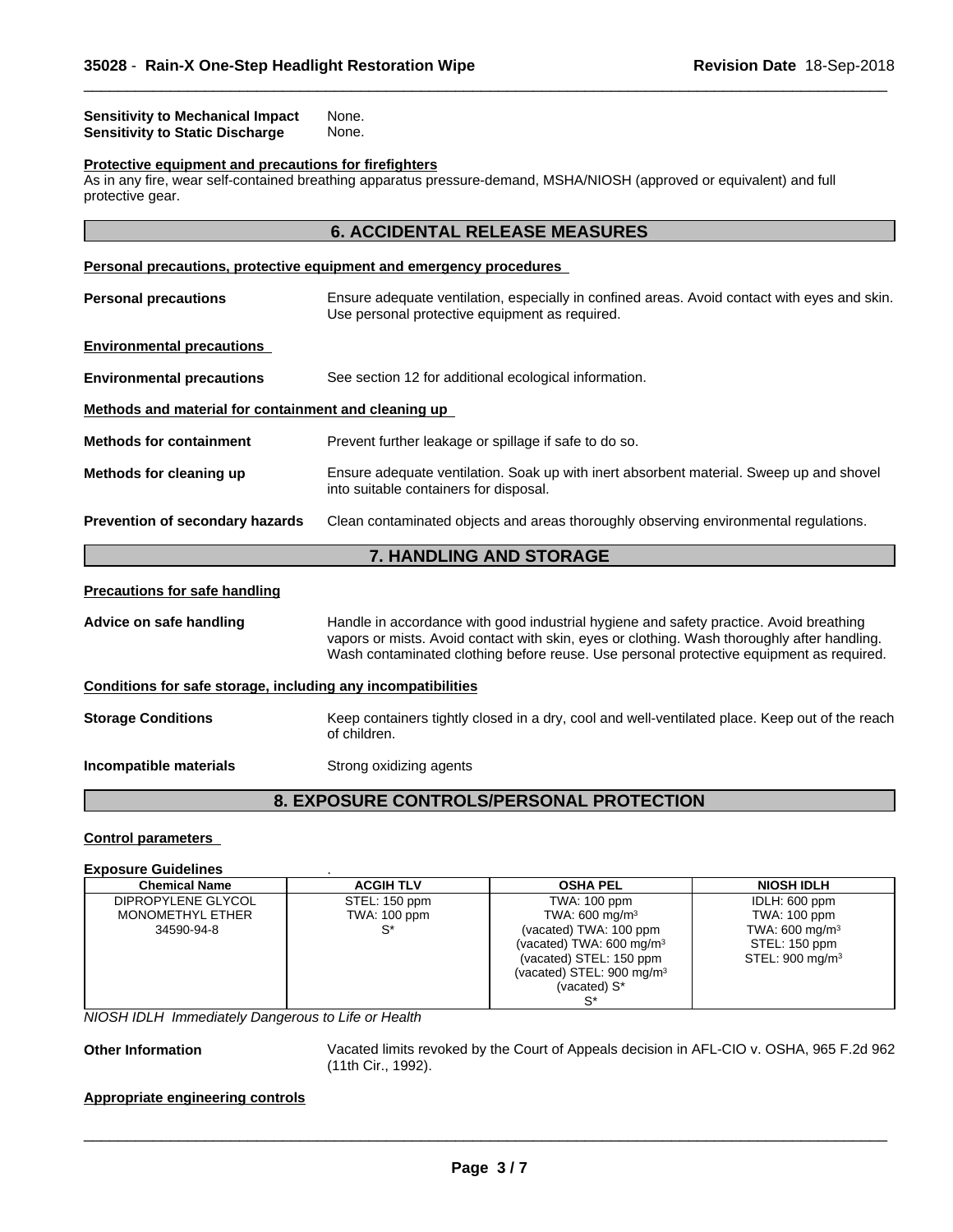**Sensitivity to Mechanical Impact** None.
**Sensitivity to Static Discharge** None.

**Protective equipment and precautions for firefighters**
As in any fire, wear self-contained breathing apparatus pressure-demand, MSHA/NIOSH (approved or equivalent) and full protective gear.

## 6. ACCIDENTAL RELEASE MEASURES

**Personal precautions, protective equipment and emergency procedures**

**Personal precautions** Ensure adequate ventilation, especially in confined areas. Avoid contact with eyes and skin. Use personal protective equipment as required.

**Environmental precautions**

**Environmental precautions** See section 12 for additional ecological information.

**Methods and material for containment and cleaning up**

**Methods for containment** Prevent further leakage or spillage if safe to do so.

**Methods for cleaning up** Ensure adequate ventilation. Soak up with inert absorbent material. Sweep up and shovel into suitable containers for disposal.

**Prevention of secondary hazards** Clean contaminated objects and areas thoroughly observing environmental regulations.

## 7. HANDLING AND STORAGE

**Precautions for safe handling**

**Advice on safe handling** Handle in accordance with good industrial hygiene and safety practice. Avoid breathing vapors or mists. Avoid contact with skin, eyes or clothing. Wash thoroughly after handling. Wash contaminated clothing before reuse. Use personal protective equipment as required.

**Conditions for safe storage, including any incompatibilities**

**Storage Conditions** Keep containers tightly closed in a dry, cool and well-ventilated place. Keep out of the reach of children.

**Incompatible materials** Strong oxidizing agents

## 8. EXPOSURE CONTROLS/PERSONAL PROTECTION

**Control parameters**

**Exposure Guidelines** .

| Chemical Name | ACGIH TLV | OSHA PEL | NIOSH IDLH |
|---|---|---|---|
| DIPROPYLENE GLYCOL MONOMETHYL ETHER 34590-94-8 | STEL: 150 ppm TWA: 100 ppm S* | TWA: 100 ppm TWA: 600 mg/m³ (vacated) TWA: 100 ppm (vacated) TWA: 600 mg/m³ (vacated) STEL: 150 ppm (vacated) STEL: 900 mg/m³ (vacated) S* S* | IDLH: 600 ppm TWA: 100 ppm TWA: 600 mg/m³ STEL: 150 ppm STEL: 900 mg/m³ |

*NIOSH IDLH Immediately Dangerous to Life or Health*

**Other Information** Vacated limits revoked by the Court of Appeals decision in AFL-CIO v. OSHA, 965 F.2d 962 (11th Cir., 1992).

**Appropriate engineering controls**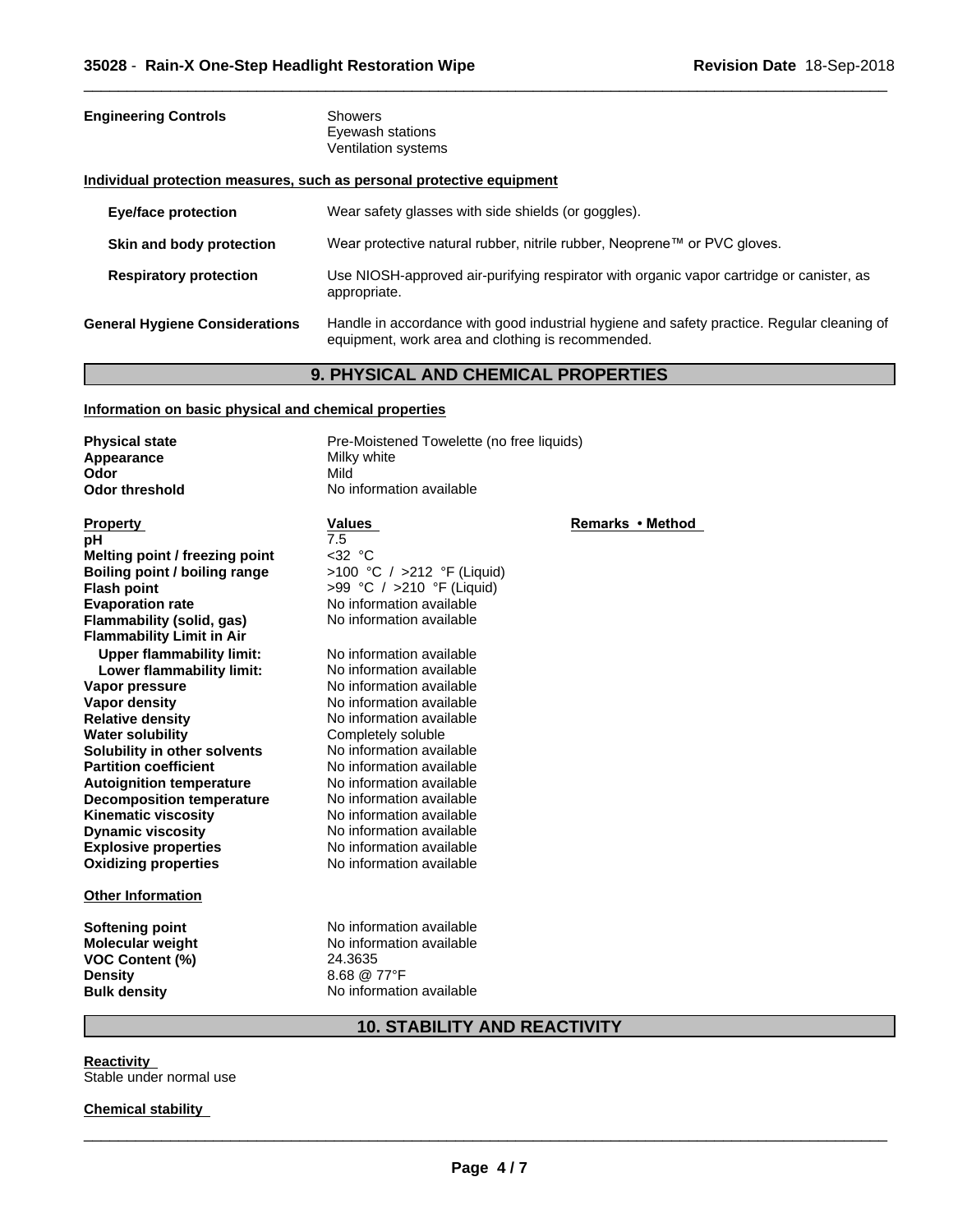**Engineering Controls** Showers
Eyewash stations
Ventilation systems

**Individual protection measures, such as personal protective equipment**

| | |
|---|---|
| **Eye/face protection** | Wear safety glasses with side shields (or goggles). |
| **Skin and body protection** | Wear protective natural rubber, nitrile rubber, Neoprene™ or PVC gloves. |
| **Respiratory protection** | Use NIOSH-approved air-purifying respirator with organic vapor cartridge or canister, as appropriate. |
| **General Hygiene Considerations** | Handle in accordance with good industrial hygiene and safety practice. Regular cleaning of equipment, work area and clothing is recommended. |

## 9. PHYSICAL AND CHEMICAL PROPERTIES

**Information on basic physical and chemical properties**

| | |
|---|---|
| **Physical state** | Pre-Moistened Towelette (no free liquids) |
| **Appearance** | Milky white |
| **Odor** | Mild |
| **Odor threshold** | No information available |

| Property | Values | Remarks • Method |
|---|---|---|
| **pH** | 7.5 | |
| **Melting point / freezing point** | <32 °C | |
| **Boiling point / boiling range** | >100 °C / >212 °F (Liquid) | |
| **Flash point** | >99 °C / >210 °F (Liquid) | |
| **Evaporation rate** | No information available | |
| **Flammability (solid, gas)** | No information available | |
| **Flammability Limit in Air** | | |
| **Upper flammability limit:** | No information available | |
| **Lower flammability limit:** | No information available | |
| **Vapor pressure** | No information available | |
| **Vapor density** | No information available | |
| **Relative density** | No information available | |
| **Water solubility** | Completely soluble | |
| **Solubility in other solvents** | No information available | |
| **Partition coefficient** | No information available | |
| **Autoignition temperature** | No information available | |
| **Decomposition temperature** | No information available | |
| **Kinematic viscosity** | No information available | |
| **Dynamic viscosity** | No information available | |
| **Explosive properties** | No information available | |
| **Oxidizing properties** | No information available | |

**Other Information**

| | |
|---|---|
| **Softening point** | No information available |
| **Molecular weight** | No information available |
| **VOC Content (%)** | 24.3635 |
| **Density** | 8.68 @ 77°F |
| **Bulk density** | No information available |

## 10. STABILITY AND REACTIVITY

**Reactivity**
Stable under normal use

**Chemical stability**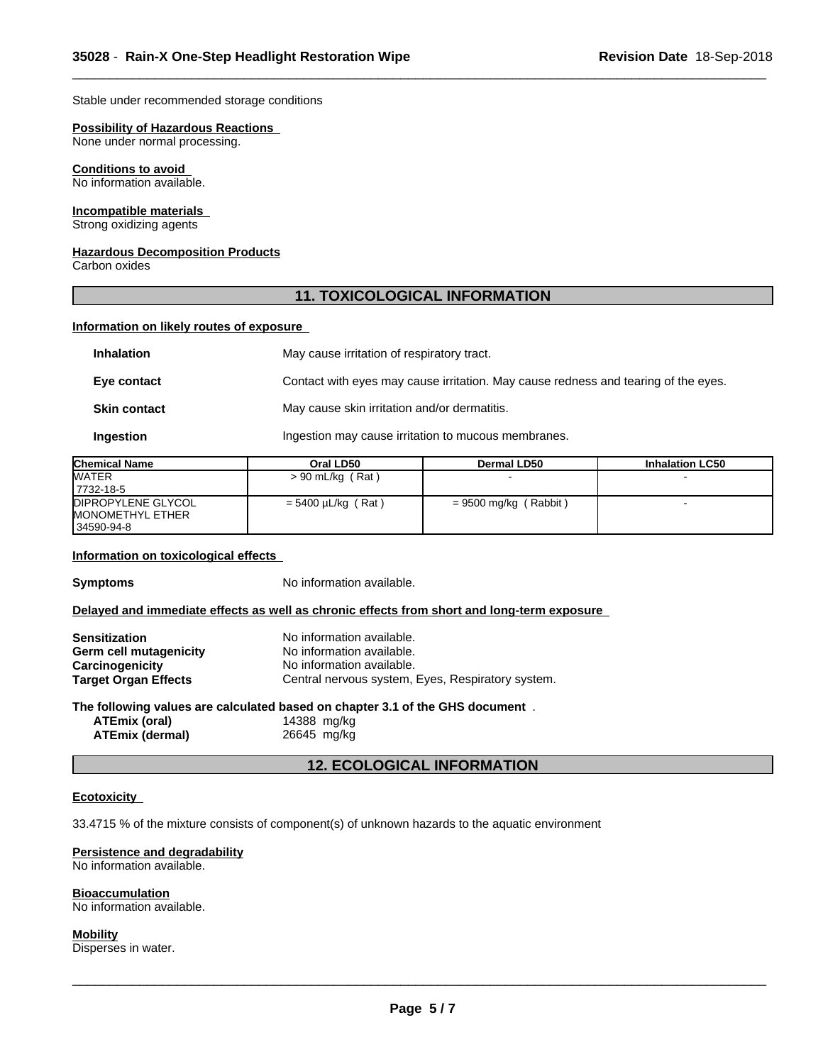Stable under recommended storage conditions

**Possibility of Hazardous Reactions**
None under normal processing.

**Conditions to avoid**
No information available.

**Incompatible materials**
Strong oxidizing agents

**Hazardous Decomposition Products**
Carbon oxides

## 11. TOXICOLOGICAL INFORMATION

**Information on likely routes of exposure**

**Inhalation** May cause irritation of respiratory tract.

**Eye contact** Contact with eyes may cause irritation. May cause redness and tearing of the eyes.

**Skin contact** May cause skin irritation and/or dermatitis.

**Ingestion** Ingestion may cause irritation to mucous membranes.

| Chemical Name | Oral LD50 | Dermal LD50 | Inhalation LC50 |
|---|---|---|---|
| WATER<br>7732-18-5 | > 90 mL/kg ( Rat ) | - | - |
| DIPROPYLENE GLYCOL MONOMETHYL ETHER<br>34590-94-8 | = 5400 µL/kg ( Rat ) | = 9500 mg/kg ( Rabbit ) | - |

**Information on toxicological effects**

**Symptoms** No information available.

**Delayed and immediate effects as well as chronic effects from short and long-term exposure**

**Sensitization** No information available.
**Germ cell mutagenicity** No information available.
**Carcinogenicity** No information available.
**Target Organ Effects** Central nervous system, Eyes, Respiratory system.

**The following values are calculated based on chapter 3.1 of the GHS document** .
**ATEmix (oral)** 14388 mg/kg
**ATEmix (dermal)** 26645 mg/kg

## 12. ECOLOGICAL INFORMATION

**Ecotoxicity**

33.4715 % of the mixture consists of component(s) of unknown hazards to the aquatic environment

**Persistence and degradability**
No information available.

**Bioaccumulation**
No information available.

**Mobility**
Disperses in water.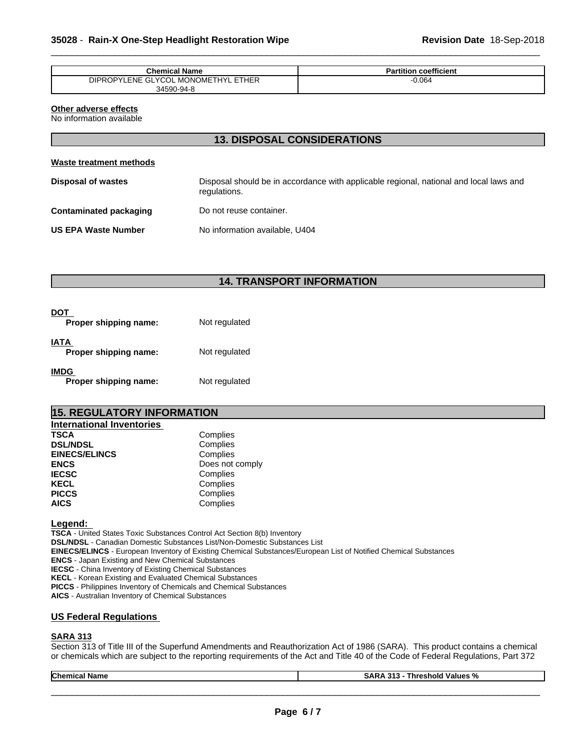| Chemical Name | Partition coefficient |
| --- | --- |
| DIPROPYLENE GLYCOL MONOMETHYL ETHER 34590-94-8 | -0.064 |

**Other adverse effects**

No information available

## 13. DISPOSAL CONSIDERATIONS

**Waste treatment methods**

| | |
| --- | --- |
| **Disposal of wastes** | Disposal should be in accordance with applicable regional, national and local laws and regulations. |
| **Contaminated packaging** | Do not reuse container. |
| **US EPA Waste Number** | No information available, U404 |

## 14. TRANSPORT INFORMATION

**DOT**

**Proper shipping name:** Not regulated

**IATA**

**Proper shipping name:** Not regulated

**IMDG**

**Proper shipping name:** Not regulated

## 15. REGULATORY INFORMATION

**International Inventories**

| | |
| --- | --- |
| **TSCA** | Complies |
| **DSL/NDSL** | Complies |
| **EINECS/ELINCS** | Complies |
| **ENCS** | Does not comply |
| **IECSC** | Complies |
| **KECL** | Complies |
| **PICCS** | Complies |
| **AICS** | Complies |

**Legend:**

**TSCA** - United States Toxic Substances Control Act Section 8(b) Inventory
**DSL/NDSL** - Canadian Domestic Substances List/Non-Domestic Substances List
**EINECS/ELINCS** - European Inventory of Existing Chemical Substances/European List of Notified Chemical Substances
**ENCS** - Japan Existing and New Chemical Substances
**IECSC** - China Inventory of Existing Chemical Substances
**KECL** - Korean Existing and Evaluated Chemical Substances
**PICCS** - Philippines Inventory of Chemicals and Chemical Substances
**AICS** - Australian Inventory of Chemical Substances

### US Federal Regulations

**SARA 313**

Section 313 of Title III of the Superfund Amendments and Reauthorization Act of 1986 (SARA). This product contains a chemical or chemicals which are subject to the reporting requirements of the Act and Title 40 of the Code of Federal Regulations, Part 372

| Chemical Name | SARA 313 - Threshold Values % |
| --- | --- |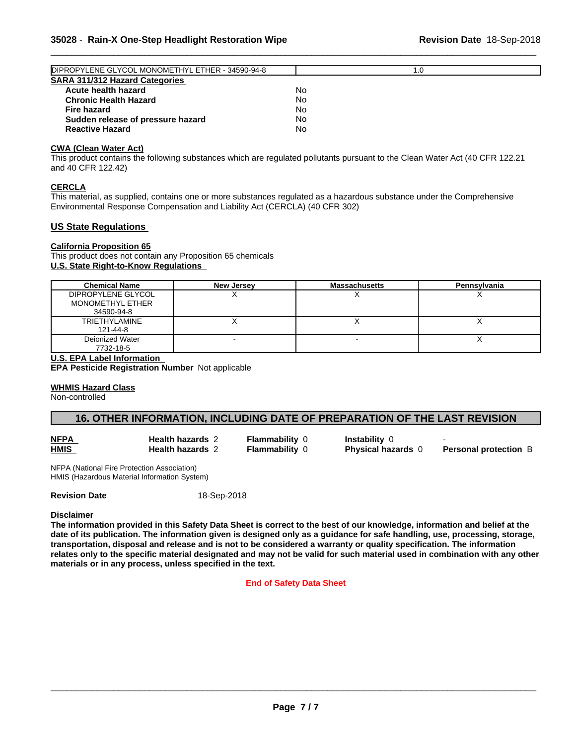| | |
|---|---|
| DIPROPYLENE GLYCOL MONOMETHYL ETHER - 34590-94-8 | 1.0 |

**SARA 311/312 Hazard Categories**

| | |
|---|---|
| **Acute health hazard** | No |
| **Chronic Health Hazard** | No |
| **Fire hazard** | No |
| **Sudden release of pressure hazard** | No |
| **Reactive Hazard** | No |

**CWA (Clean Water Act)**

This product contains the following substances which are regulated pollutants pursuant to the Clean Water Act (40 CFR 122.21 and 40 CFR 122.42)

**CERCLA**

This material, as supplied, contains one or more substances regulated as a hazardous substance under the Comprehensive Environmental Response Compensation and Liability Act (CERCLA) (40 CFR 302)

## US State Regulations

**California Proposition 65**

This product does not contain any Proposition 65 chemicals

**U.S. State Right-to-Know Regulations**

| Chemical Name | New Jersey | Massachusetts | Pennsylvania |
|---|---|---|---|
| DIPROPYLENE GLYCOL MONOMETHYL ETHER 34590-94-8 | X | X | X |
| TRIETHYLAMINE 121-44-8 | X | X | X |
| Deionized Water 7732-18-5 | - | - | X |

**U.S. EPA Label Information**

**EPA Pesticide Registration Number** Not applicable

**WHMIS Hazard Class**

Non-controlled

## 16. OTHER INFORMATION, INCLUDING DATE OF PREPARATION OF THE LAST REVISION

| | | | | |
|---|---|---|---|---|
| **NFPA** | **Health hazards** 2 | **Flammability** 0 | **Instability** 0 | - |
| **HMIS** | **Health hazards** 2 | **Flammability** 0 | **Physical hazards** 0 | **Personal protection** B |

NFPA (National Fire Protection Association)
HMIS (Hazardous Material Information System)

**Revision Date** 18-Sep-2018

**Disclaimer**

**The information provided in this Safety Data Sheet is correct to the best of our knowledge, information and belief at the date of its publication. The information given is designed only as a guidance for safe handling, use, processing, storage, transportation, disposal and release and is not to be considered a warranty or quality specification. The information relates only to the specific material designated and may not be valid for such material used in combination with any other materials or in any process, unless specified in the text.**

**End of Safety Data Sheet**